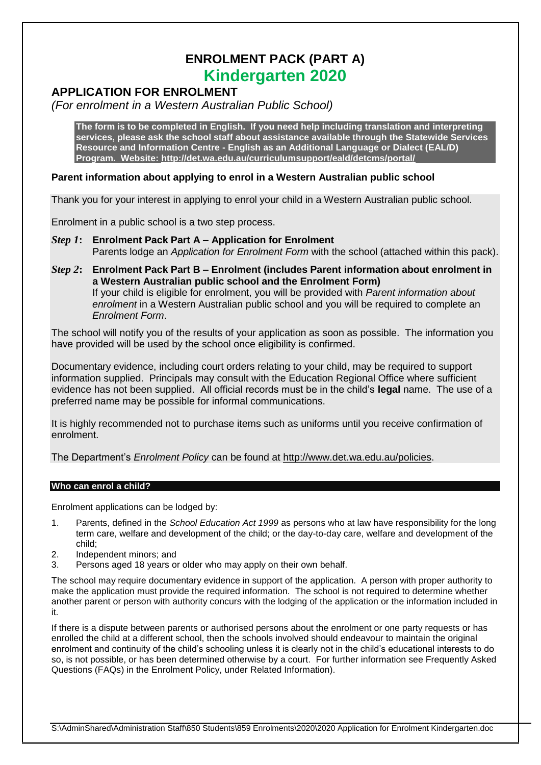# ENROLMENT PACK (PART A)
# Kindergarten 2020

## APPLICATION FOR ENROLMENT

*(For enrolment in a Western Australian Public School)*

**The form is to be completed in English. If you need help including translation and interpreting services, please ask the school staff about assistance available through the Statewide Services Resource and Information Centre - English as an Additional Language or Dialect (EAL/D) Program. Website: http://det.wa.edu.au/curriculumsupport/eald/detcms/portal/**

### Parent information about applying to enrol in a Western Australian public school

Thank you for your interest in applying to enrol your child in a Western Australian public school.

Enrolment in a public school is a two step process.

***Step 1*: Enrolment Pack Part A – Application for Enrolment**
Parents lodge an *Application for Enrolment Form* with the school (attached within this pack).

***Step 2*: Enrolment Pack Part B – Enrolment (includes Parent information about enrolment in a Western Australian public school and the Enrolment Form)**
If your child is eligible for enrolment, you will be provided with *Parent information about enrolment* in a Western Australian public school and you will be required to complete an *Enrolment Form*.

The school will notify you of the results of your application as soon as possible. The information you have provided will be used by the school once eligibility is confirmed.

Documentary evidence, including court orders relating to your child, may be required to support information supplied. Principals may consult with the Education Regional Office where sufficient evidence has not been supplied. All official records must be in the child's **legal** name. The use of a preferred name may be possible for informal communications.

It is highly recommended not to purchase items such as uniforms until you receive confirmation of enrolment.

The Department's *Enrolment Policy* can be found at http://www.det.wa.edu.au/policies.

#### Who can enrol a child?

Enrolment applications can be lodged by:

1. Parents, defined in the *School Education Act 1999* as persons who at law have responsibility for the long term care, welfare and development of the child; or the day-to-day care, welfare and development of the child;
2. Independent minors; and
3. Persons aged 18 years or older who may apply on their own behalf.

The school may require documentary evidence in support of the application. A person with proper authority to make the application must provide the required information. The school is not required to determine whether another parent or person with authority concurs with the lodging of the application or the information included in it.

If there is a dispute between parents or authorised persons about the enrolment or one party requests or has enrolled the child at a different school, then the schools involved should endeavour to maintain the original enrolment and continuity of the child's schooling unless it is clearly not in the child's educational interests to do so, is not possible, or has been determined otherwise by a court. For further information see Frequently Asked Questions (FAQs) in the Enrolment Policy, under Related Information).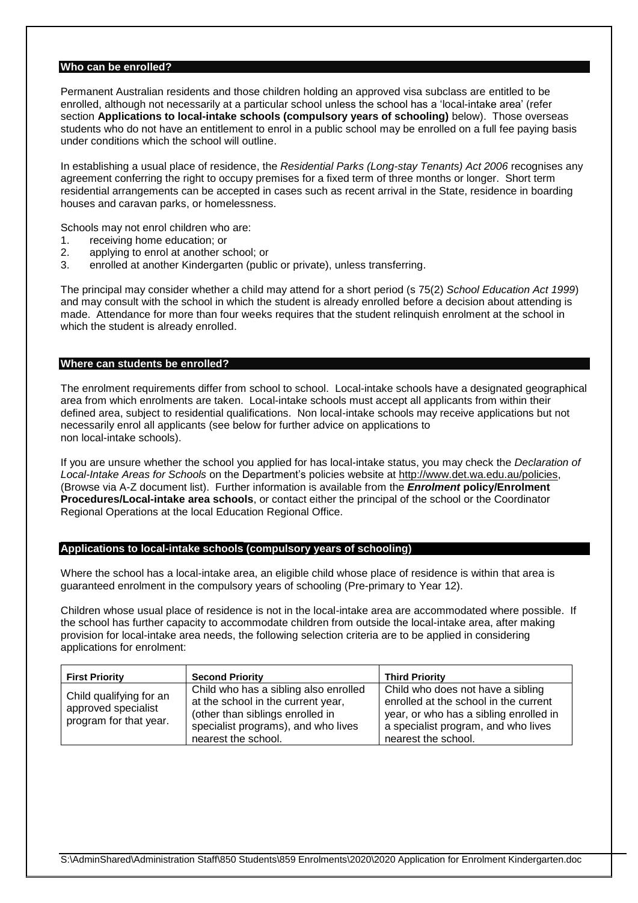## Who can be enrolled?

Permanent Australian residents and those children holding an approved visa subclass are entitled to be enrolled, although not necessarily at a particular school unless the school has a 'local-intake area' (refer section **Applications to local-intake schools (compulsory years of schooling)** below). Those overseas students who do not have an entitlement to enrol in a public school may be enrolled on a full fee paying basis under conditions which the school will outline.

In establishing a usual place of residence, the *Residential Parks (Long-stay Tenants) Act 2006* recognises any agreement conferring the right to occupy premises for a fixed term of three months or longer. Short term residential arrangements can be accepted in cases such as recent arrival in the State, residence in boarding houses and caravan parks, or homelessness.

Schools may not enrol children who are:

1. receiving home education; or
2. applying to enrol at another school; or
3. enrolled at another Kindergarten (public or private), unless transferring.

The principal may consider whether a child may attend for a short period (s 75(2) *School Education Act 1999*) and may consult with the school in which the student is already enrolled before a decision about attending is made. Attendance for more than four weeks requires that the student relinquish enrolment at the school in which the student is already enrolled.

## Where can students be enrolled?

The enrolment requirements differ from school to school. Local-intake schools have a designated geographical area from which enrolments are taken. Local-intake schools must accept all applicants from within their defined area, subject to residential qualifications. Non local-intake schools may receive applications but not necessarily enrol all applicants (see below for further advice on applications to non local-intake schools).

If you are unsure whether the school you applied for has local-intake status, you may check the *Declaration of Local-Intake Areas for Schools* on the Department's policies website at http://www.det.wa.edu.au/policies, (Browse via A-Z document list). Further information is available from the ***Enrolment*** **policy/Enrolment Procedures/Local-intake area schools**, or contact either the principal of the school or the Coordinator Regional Operations at the local Education Regional Office.

## Applications to local-intake schools (compulsory years of schooling)

Where the school has a local-intake area, an eligible child whose place of residence is within that area is guaranteed enrolment in the compulsory years of schooling (Pre-primary to Year 12).

Children whose usual place of residence is not in the local-intake area are accommodated where possible. If the school has further capacity to accommodate children from outside the local-intake area, after making provision for local-intake area needs, the following selection criteria are to be applied in considering applications for enrolment:

| First Priority | Second Priority | Third Priority |
|---|---|---|
| Child qualifying for an approved specialist program for that year. | Child who has a sibling also enrolled at the school in the current year, (other than siblings enrolled in specialist programs), and who lives nearest the school. | Child who does not have a sibling enrolled at the school in the current year, or who has a sibling enrolled in a specialist program, and who lives nearest the school. |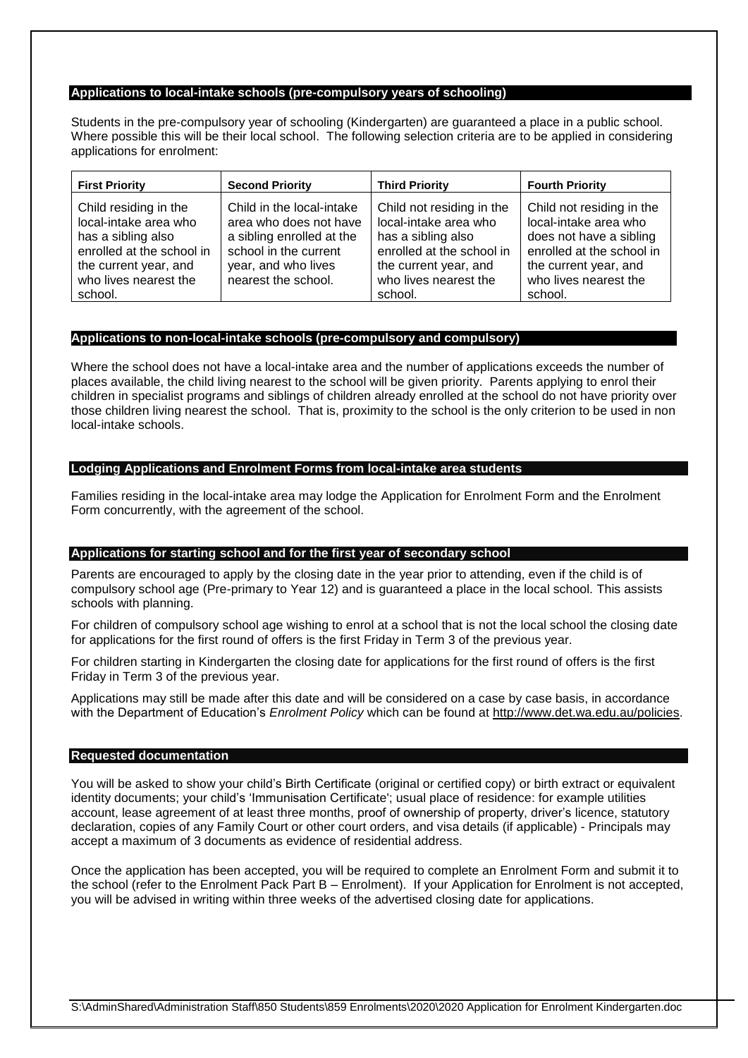## Applications to local-intake schools (pre-compulsory years of schooling)

Students in the pre-compulsory year of schooling (Kindergarten) are guaranteed a place in a public school. Where possible this will be their local school. The following selection criteria are to be applied in considering applications for enrolment:

| First Priority | Second Priority | Third Priority | Fourth Priority |
|---|---|---|---|
| Child residing in the local-intake area who has a sibling also enrolled at the school in the current year, and who lives nearest the school. | Child in the local-intake area who does not have a sibling enrolled at the school in the current year, and who lives nearest the school. | Child not residing in the local-intake area who has a sibling also enrolled at the school in the current year, and who lives nearest the school. | Child not residing in the local-intake area who does not have a sibling enrolled at the school in the current year, and who lives nearest the school. |

## Applications to non-local-intake schools (pre-compulsory and compulsory)

Where the school does not have a local-intake area and the number of applications exceeds the number of places available, the child living nearest to the school will be given priority. Parents applying to enrol their children in specialist programs and siblings of children already enrolled at the school do not have priority over those children living nearest the school. That is, proximity to the school is the only criterion to be used in non local-intake schools.

## Lodging Applications and Enrolment Forms from local-intake area students

Families residing in the local-intake area may lodge the Application for Enrolment Form and the Enrolment Form concurrently, with the agreement of the school.

## Applications for starting school and for the first year of secondary school

Parents are encouraged to apply by the closing date in the year prior to attending, even if the child is of compulsory school age (Pre-primary to Year 12) and is guaranteed a place in the local school. This assists schools with planning.

For children of compulsory school age wishing to enrol at a school that is not the local school the closing date for applications for the first round of offers is the first Friday in Term 3 of the previous year.

For children starting in Kindergarten the closing date for applications for the first round of offers is the first Friday in Term 3 of the previous year.

Applications may still be made after this date and will be considered on a case by case basis, in accordance with the Department of Education's *Enrolment Policy* which can be found at http://www.det.wa.edu.au/policies.

## Requested documentation

You will be asked to show your child's Birth Certificate (original or certified copy) or birth extract or equivalent identity documents; your child's 'Immunisation Certificate'; usual place of residence: for example utilities account, lease agreement of at least three months, proof of ownership of property, driver's licence, statutory declaration, copies of any Family Court or other court orders, and visa details (if applicable) - Principals may accept a maximum of 3 documents as evidence of residential address.

Once the application has been accepted, you will be required to complete an Enrolment Form and submit it to the school (refer to the Enrolment Pack Part B – Enrolment). If your Application for Enrolment is not accepted, you will be advised in writing within three weeks of the advertised closing date for applications.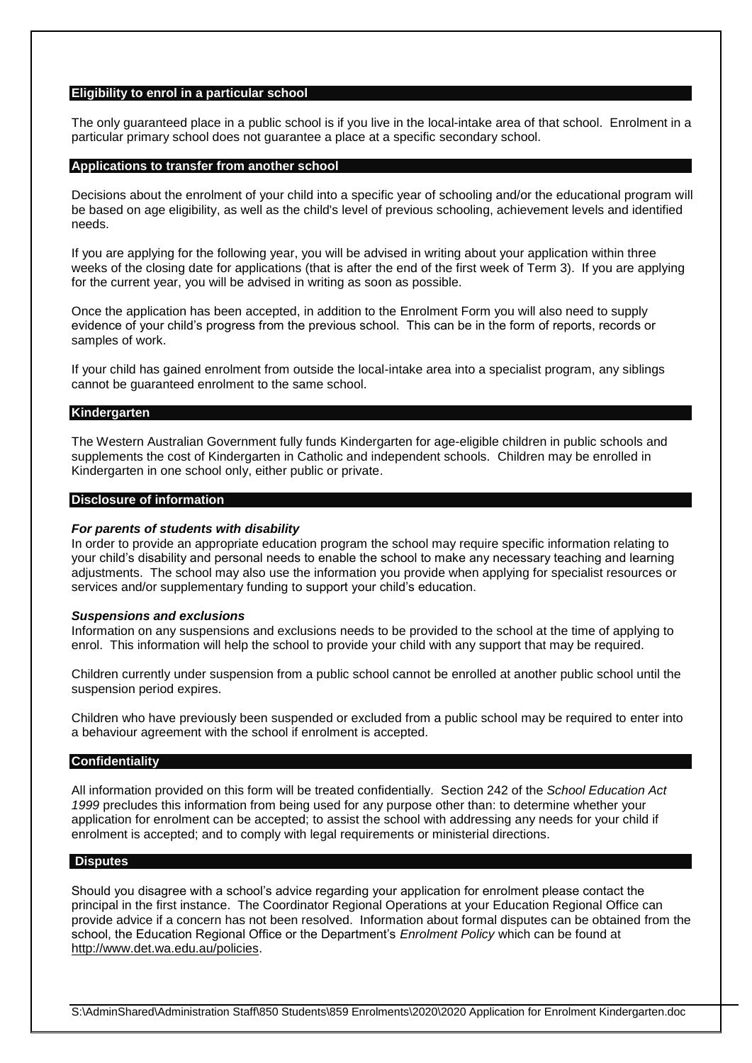## Eligibility to enrol in a particular school

The only guaranteed place in a public school is if you live in the local-intake area of that school. Enrolment in a particular primary school does not guarantee a place at a specific secondary school.

## Applications to transfer from another school

Decisions about the enrolment of your child into a specific year of schooling and/or the educational program will be based on age eligibility, as well as the child's level of previous schooling, achievement levels and identified needs.

If you are applying for the following year, you will be advised in writing about your application within three weeks of the closing date for applications (that is after the end of the first week of Term 3). If you are applying for the current year, you will be advised in writing as soon as possible.

Once the application has been accepted, in addition to the Enrolment Form you will also need to supply evidence of your child's progress from the previous school. This can be in the form of reports, records or samples of work.

If your child has gained enrolment from outside the local-intake area into a specialist program, any siblings cannot be guaranteed enrolment to the same school.

## Kindergarten

The Western Australian Government fully funds Kindergarten for age-eligible children in public schools and supplements the cost of Kindergarten in Catholic and independent schools. Children may be enrolled in Kindergarten in one school only, either public or private.

## Disclosure of information

***For parents of students with disability***

In order to provide an appropriate education program the school may require specific information relating to your child's disability and personal needs to enable the school to make any necessary teaching and learning adjustments. The school may also use the information you provide when applying for specialist resources or services and/or supplementary funding to support your child's education.

***Suspensions and exclusions***

Information on any suspensions and exclusions needs to be provided to the school at the time of applying to enrol. This information will help the school to provide your child with any support that may be required.

Children currently under suspension from a public school cannot be enrolled at another public school until the suspension period expires.

Children who have previously been suspended or excluded from a public school may be required to enter into a behaviour agreement with the school if enrolment is accepted.

## Confidentiality

All information provided on this form will be treated confidentially. Section 242 of the *School Education Act 1999* precludes this information from being used for any purpose other than: to determine whether your application for enrolment can be accepted; to assist the school with addressing any needs for your child if enrolment is accepted; and to comply with legal requirements or ministerial directions.

## Disputes

Should you disagree with a school's advice regarding your application for enrolment please contact the principal in the first instance. The Coordinator Regional Operations at your Education Regional Office can provide advice if a concern has not been resolved. Information about formal disputes can be obtained from the school, the Education Regional Office or the Department's *Enrolment Policy* which can be found at http://www.det.wa.edu.au/policies.

S:\AdminShared\Administration Staff\850 Students\859 Enrolments\2020\2020 Application for Enrolment Kindergarten.doc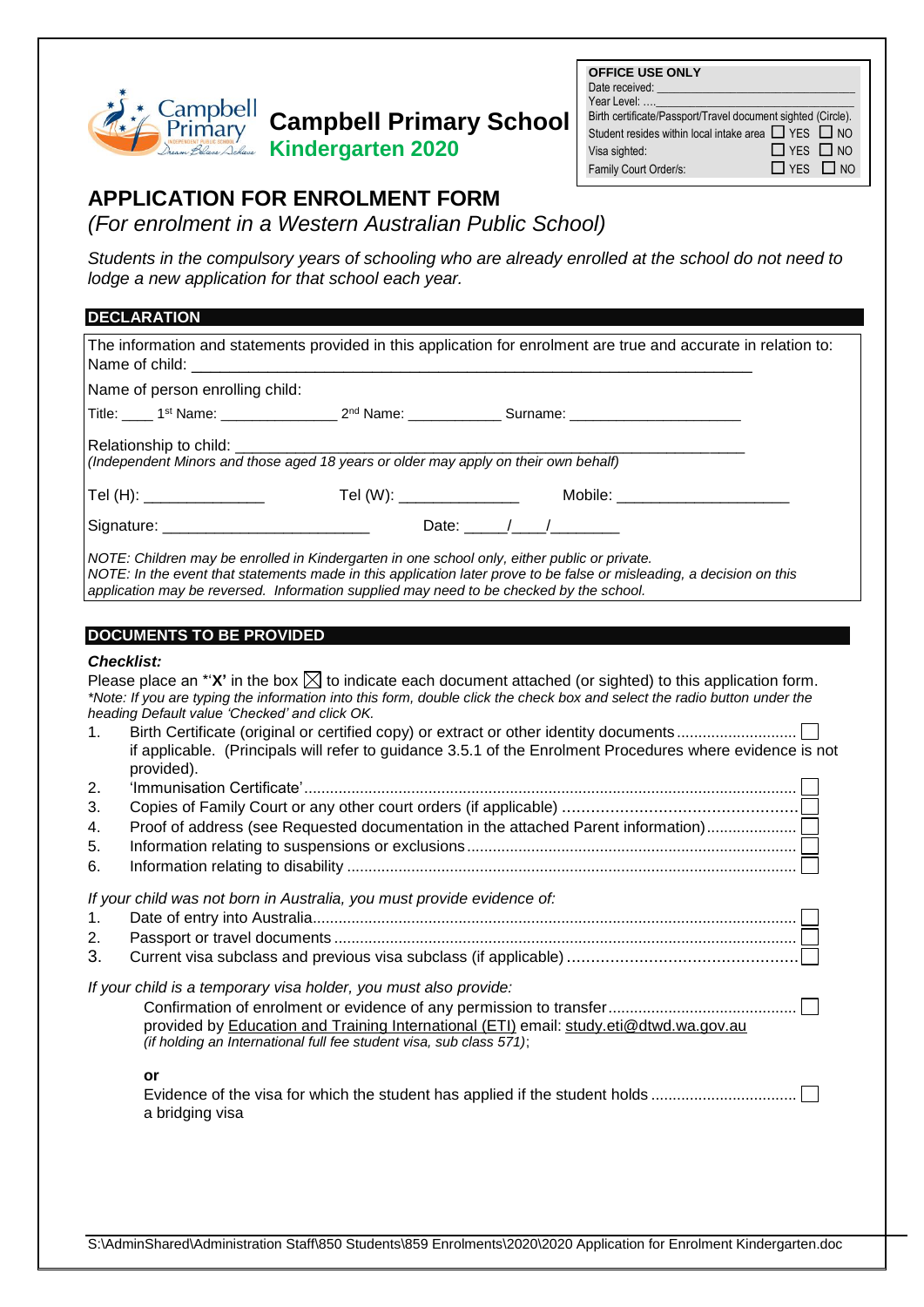# Campbell Primary School
## Kindergarten 2020

**OFFICE USE ONLY**
Date received: ___________________________________
Year Level: ....___________________________________
Birth certificate/Passport/Travel document sighted (Circle).
Student resides within local intake area ☐ YES ☐ NO
Visa sighted: ☐ YES ☐ NO
Family Court Order/s: ☐ YES ☐ NO

# APPLICATION FOR ENROLMENT FORM

*(For enrolment in a Western Australian Public School)*

*Students in the compulsory years of schooling who are already enrolled at the school do not need to lodge a new application for that school each year.*

## DECLARATION

The information and statements provided in this application for enrolment are true and accurate in relation to:
Name of child: ___________________________________________________________________

Name of person enrolling child:

Title: ____ 1st Name: ______________ 2nd Name: ___________ Surname: ____________________

Relationship to child: _______________________________________________________________
*(Independent Minors and those aged 18 years or older may apply on their own behalf)*

Tel (H): ______________ Tel (W): ______________ Mobile: ____________________

Signature: ________________________ Date: _____/____/________

*NOTE: Children may be enrolled in Kindergarten in one school only, either public or private.*
*NOTE: In the event that statements made in this application later prove to be false or misleading, a decision on this application may be reversed. Information supplied may need to be checked by the school.*

## DOCUMENTS TO BE PROVIDED

***Checklist:***

Please place an *'**X'** in the box ☒ to indicate each document attached (or sighted) to this application form.
*\*Note: If you are typing the information into this form, double click the check box and select the radio button under the heading Default value 'Checked' and click OK.*

1. Birth Certificate (original or certified copy) or extract or other identity documents ........................... ☐
   if applicable. (Principals will refer to guidance 3.5.1 of the Enrolment Procedures where evidence is not provided).
2. 'Immunisation Certificate'......................................................................................................... ☐
3. Copies of Family Court or any other court orders (if applicable) ................................................. ☐
4. Proof of address (see Requested documentation in the attached Parent information)..................... ☐
5. Information relating to suspensions or exclusions............................................................................ ☐
6. Information relating to disability ....................................................................................................... ☐

*If your child was not born in Australia, you must provide evidence of:*

1. Date of entry into Australia............................................................................................................... ☐
2. Passport or travel documents .......................................................................................................... ☐
3. Current visa subclass and previous visa subclass (if applicable) ................................................. ☐

*If your child is a temporary visa holder, you must also provide:*

Confirmation of enrolment or evidence of any permission to transfer........................................... ☐
provided by Education and Training International (ETI) email: study.eti@dtwd.wa.gov.au
*(if holding an International full fee student visa, sub class 571)*;

**or**

Evidence of the visa for which the student has applied if the student holds ................................. ☐
a bridging visa

S:\AdminShared\Administration Staff\850 Students\859 Enrolments\2020\2020 Application for Enrolment Kindergarten.doc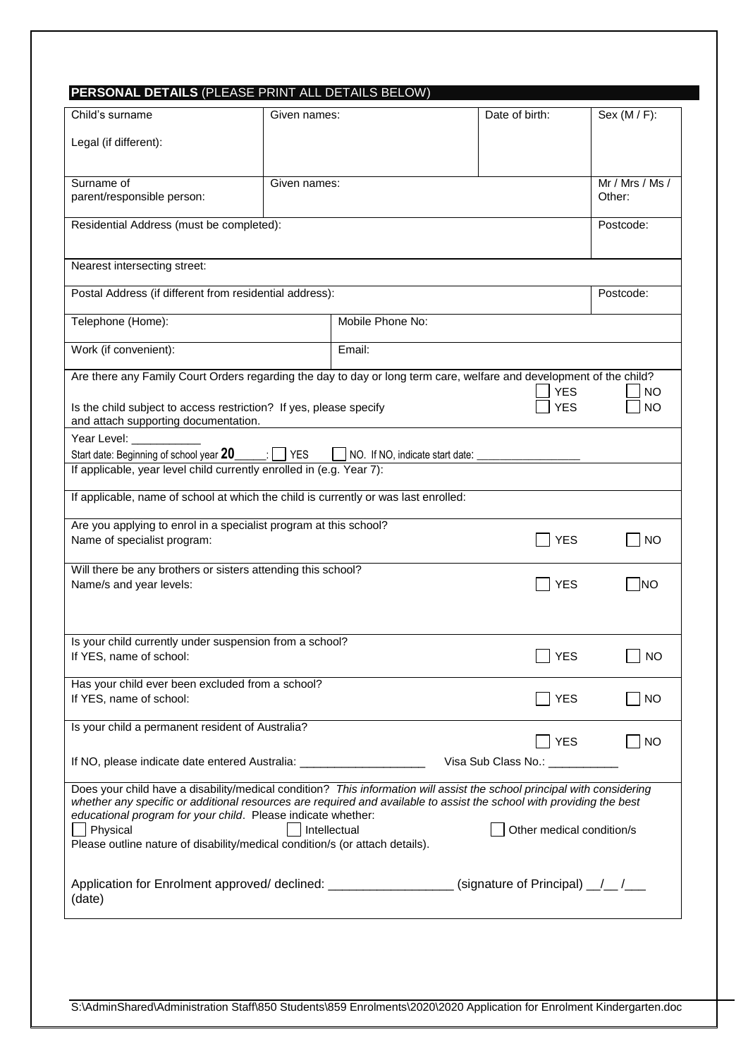## PERSONAL DETAILS (PLEASE PRINT ALL DETAILS BELOW)

| | | | |
|---|---|---|---|
| Child's surname<br><br>Legal (if different): | Given names: | Date of birth: | Sex (M / F): |
| Surname of parent/responsible person: | Given names: | | Mr / Mrs / Ms / Other: |
| Residential Address (must be completed): | | | Postcode: |
| Nearest intersecting street: | | | |
| Postal Address (if different from residential address): | | | Postcode: |
| Telephone (Home): | Mobile Phone No: | | |
| Work (if convenient): | Email: | | |

Are there any Family Court Orders regarding the day to day or long term care, welfare and development of the child? ☐ YES ☐ NO

Is the child subject to access restriction? If yes, please specify and attach supporting documentation. ☐ YES ☐ NO

Year Level: ___________

Start date: Beginning of school year **20**______: ☐ YES ☐ NO. If NO, indicate start date: ________________

If applicable, year level child currently enrolled in (e.g. Year 7):

If applicable, name of school at which the child is currently or was last enrolled:

Are you applying to enrol in a specialist program at this school?
Name of specialist program: ☐ YES ☐ NO

Will there be any brothers or sisters attending this school?
Name/s and year levels: ☐ YES ☐ NO

Is your child currently under suspension from a school?
If YES, name of school: ☐ YES ☐ NO

Has your child ever been excluded from a school?
If YES, name of school: ☐ YES ☐ NO

Is your child a permanent resident of Australia? ☐ YES ☐ NO

If NO, please indicate date entered Australia: ____________________ Visa Sub Class No.: ___________

Does your child have a disability/medical condition? *This information will assist the school principal with considering whether any specific or additional resources are required and available to assist the school with providing the best educational program for your child*. Please indicate whether:

☐ Physical ☐ Intellectual ☐ Other medical condition/s

Please outline nature of disability/medical condition/s (or attach details).

Application for Enrolment approved/ declined: __________________ (signature of Principal) __/__ /___ (date)

S:\AdminShared\Administration Staff\850 Students\859 Enrolments\2020\2020 Application for Enrolment Kindergarten.doc